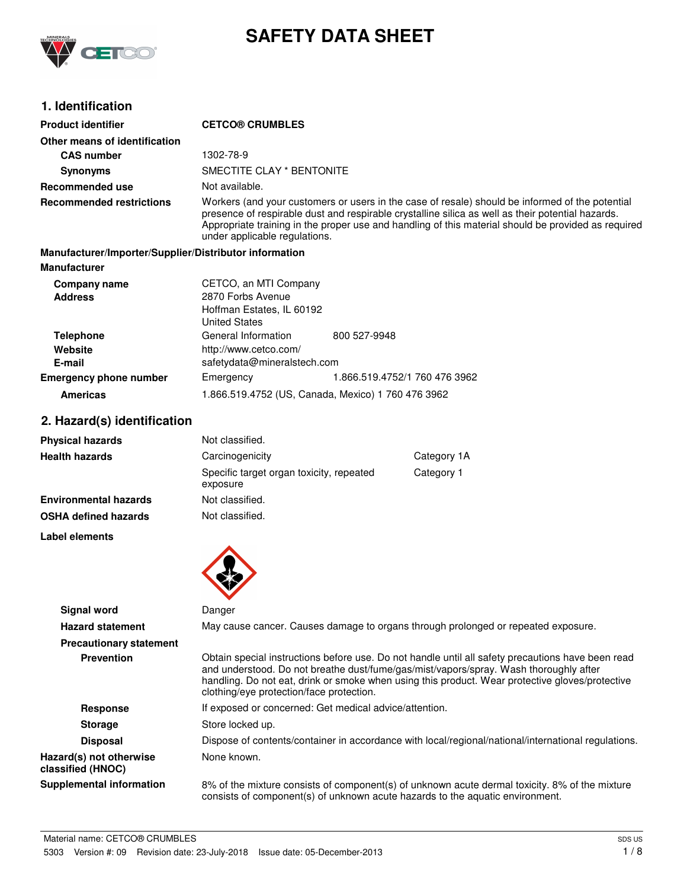# SAFETY DATA SHEET

## 1. Identification

| | |
|---|---|
| **Product identifier** | **CETCO® CRUMBLES** |
| **Other means of identification** | |
| **CAS number** | 1302-78-9 |
| **Synonyms** | SMECTITE CLAY * BENTONITE |
| **Recommended use** | Not available. |
| **Recommended restrictions** | Workers (and your customers or users in the case of resale) should be informed of the potential presence of respirable dust and respirable crystalline silica as well as their potential hazards. Appropriate training in the proper use and handling of this material should be provided as required under applicable regulations. |

**Manufacturer/Importer/Supplier/Distributor information**

**Manufacturer**

| | | |
|---|---|---|
| **Company name** | CETCO, an MTI Company | |
| **Address** | 2870 Forbs Avenue<br>Hoffman Estates, IL 60192<br>United States | |
| **Telephone** | General Information | 800 527-9948 |
| **Website** | http://www.cetco.com/ | |
| **E-mail** | safetydata@mineralstech.com | |
| **Emergency phone number** | Emergency | 1.866.519.4752/1 760 476 3962 |
| **Americas** | 1.866.519.4752 (US, Canada, Mexico) 1 760 476 3962 | |

## 2. Hazard(s) identification

| | | |
|---|---|---|
| **Physical hazards** | Not classified. | |
| **Health hazards** | Carcinogenicity | Category 1A |
| | Specific target organ toxicity, repeated exposure | Category 1 |
| **Environmental hazards** | Not classified. | |
| **OSHA defined hazards** | Not classified. | |

**Label elements**

| | |
|---|---|
| **Signal word** | Danger |
| **Hazard statement** | May cause cancer. Causes damage to organs through prolonged or repeated exposure. |
| **Precautionary statement** | |
| **Prevention** | Obtain special instructions before use. Do not handle until all safety precautions have been read and understood. Do not breathe dust/fume/gas/mist/vapors/spray. Wash thoroughly after handling. Do not eat, drink or smoke when using this product. Wear protective gloves/protective clothing/eye protection/face protection. |
| **Response** | If exposed or concerned: Get medical advice/attention. |
| **Storage** | Store locked up. |
| **Disposal** | Dispose of contents/container in accordance with local/regional/national/international regulations. |
| **Hazard(s) not otherwise classified (HNOC)** | None known. |
| **Supplemental information** | 8% of the mixture consists of component(s) of unknown acute dermal toxicity. 8% of the mixture consists of component(s) of unknown acute hazards to the aquatic environment. |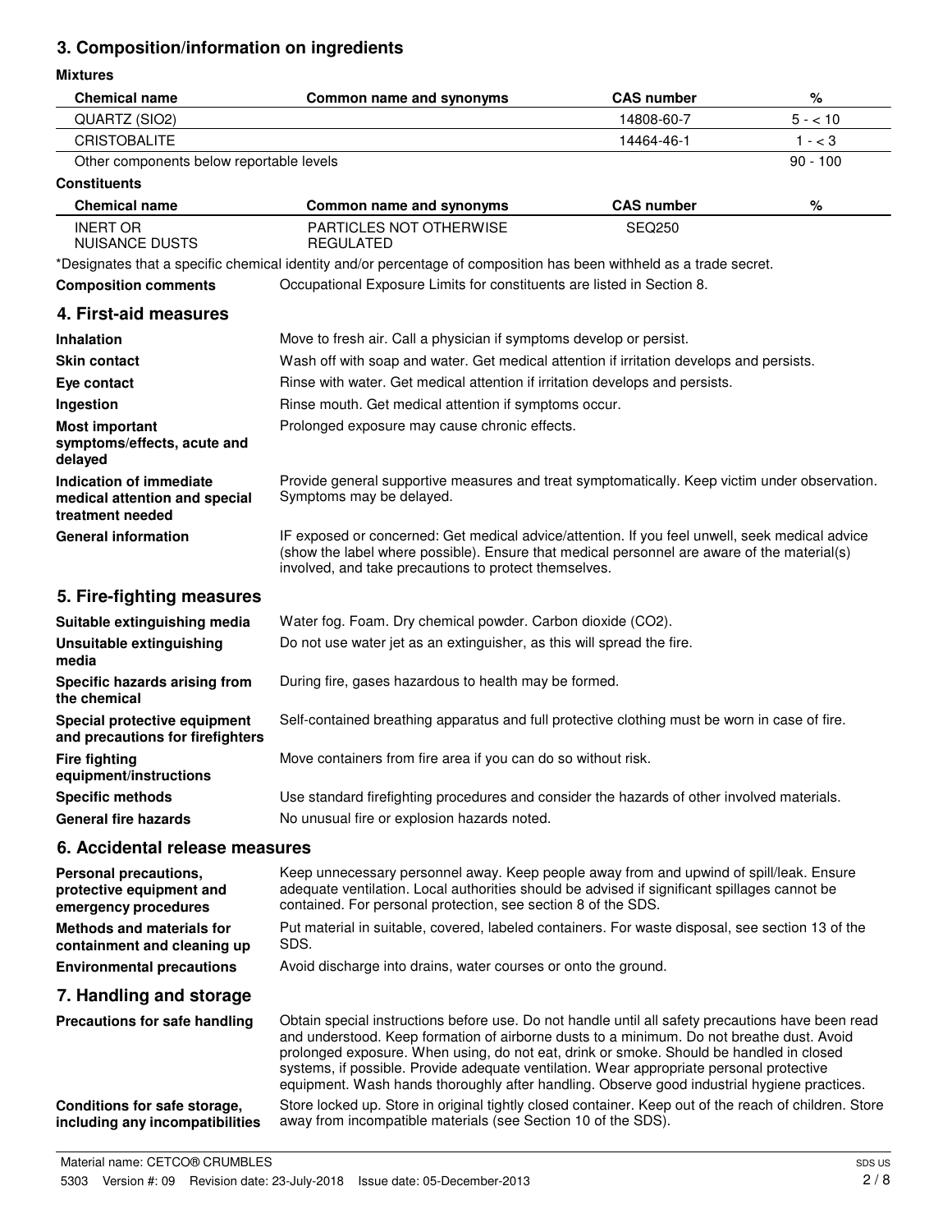## 3. Composition/information on ingredients

**Mixtures**

| Chemical name | Common name and synonyms | CAS number | % |
|---|---|---|---|
| QUARTZ (SIO2) | | 14808-60-7 | 5 - < 10 |
| CRISTOBALITE | | 14464-46-1 | 1 - < 3 |
| Other components below reportable levels | | | 90 - 100 |

**Constituents**

| Chemical name | Common name and synonyms | CAS number | % |
|---|---|---|---|
| INERT OR NUISANCE DUSTS | PARTICLES NOT OTHERWISE REGULATED | SEQ250 | |

*Designates that a specific chemical identity and/or percentage of composition has been withheld as a trade secret.

**Composition comments** Occupational Exposure Limits for constituents are listed in Section 8.

## 4. First-aid measures

**Inhalation** Move to fresh air. Call a physician if symptoms develop or persist.

**Skin contact** Wash off with soap and water. Get medical attention if irritation develops and persists.

**Eye contact** Rinse with water. Get medical attention if irritation develops and persists.

**Ingestion** Rinse mouth. Get medical attention if symptoms occur.

**Most important symptoms/effects, acute and delayed** Prolonged exposure may cause chronic effects.

**Indication of immediate medical attention and special treatment needed** Provide general supportive measures and treat symptomatically. Keep victim under observation. Symptoms may be delayed.

**General information** IF exposed or concerned: Get medical advice/attention. If you feel unwell, seek medical advice (show the label where possible). Ensure that medical personnel are aware of the material(s) involved, and take precautions to protect themselves.

## 5. Fire-fighting measures

**Suitable extinguishing media** Water fog. Foam. Dry chemical powder. Carbon dioxide ($CO_2$).

**Unsuitable extinguishing media** Do not use water jet as an extinguisher, as this will spread the fire.

**Specific hazards arising from the chemical** During fire, gases hazardous to health may be formed.

**Special protective equipment and precautions for firefighters** Self-contained breathing apparatus and full protective clothing must be worn in case of fire.

**Fire fighting equipment/instructions** Move containers from fire area if you can do so without risk.

**Specific methods** Use standard firefighting procedures and consider the hazards of other involved materials.

**General fire hazards** No unusual fire or explosion hazards noted.

## 6. Accidental release measures

**Personal precautions, protective equipment and emergency procedures** Keep unnecessary personnel away. Keep people away from and upwind of spill/leak. Ensure adequate ventilation. Local authorities should be advised if significant spillages cannot be contained. For personal protection, see section 8 of the SDS.

**Methods and materials for containment and cleaning up** Put material in suitable, covered, labeled containers. For waste disposal, see section 13 of the SDS.

**Environmental precautions** Avoid discharge into drains, water courses or onto the ground.

## 7. Handling and storage

**Precautions for safe handling** Obtain special instructions before use. Do not handle until all safety precautions have been read and understood. Keep formation of airborne dusts to a minimum. Do not breathe dust. Avoid prolonged exposure. When using, do not eat, drink or smoke. Should be handled in closed systems, if possible. Provide adequate ventilation. Wear appropriate personal protective equipment. Wash hands thoroughly after handling. Observe good industrial hygiene practices.

**Conditions for safe storage, including any incompatibilities** Store locked up. Store in original tightly closed container. Keep out of the reach of children. Store away from incompatible materials (see Section 10 of the SDS).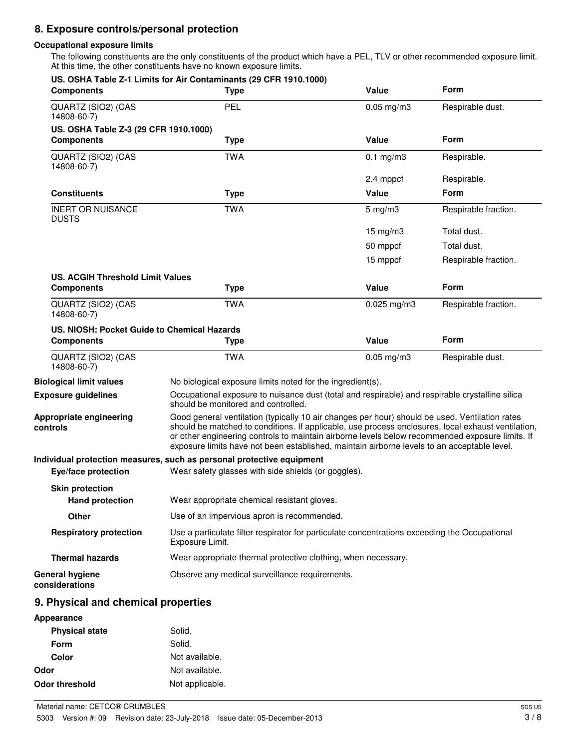## 8. Exposure controls/personal protection

**Occupational exposure limits**

The following constituents are the only constituents of the product which have a PEL, TLV or other recommended exposure limit. At this time, the other constituents have no known exposure limits.

**US. OSHA Table Z-1 Limits for Air Contaminants (29 CFR 1910.1000)**

| Components | Type | Value | Form |
|---|---|---|---|
| QUARTZ (SIO2) (CAS 14808-60-7) | PEL | 0.05 mg/m3 | Respirable dust. |

**US. OSHA Table Z-3 (29 CFR 1910.1000)**

| Components | Type | Value | Form |
|---|---|---|---|
| QUARTZ (SIO2) (CAS 14808-60-7) | TWA | 0.1 mg/m3 | Respirable. |
| | | 2.4 mppcf | Respirable. |
| **Constituents** | **Type** | **Value** | **Form** |
| INERT OR NUISANCE DUSTS | TWA | 5 mg/m3 | Respirable fraction. |
| | | 15 mg/m3 | Total dust. |
| | | 50 mppcf | Total dust. |
| | | 15 mppcf | Respirable fraction. |

**US. ACGIH Threshold Limit Values**

| Components | Type | Value | Form |
|---|---|---|---|
| QUARTZ (SIO2) (CAS 14808-60-7) | TWA | 0.025 mg/m3 | Respirable fraction. |

**US. NIOSH: Pocket Guide to Chemical Hazards**

| Components | Type | Value | Form |
|---|---|---|---|
| QUARTZ (SIO2) (CAS 14808-60-7) | TWA | 0.05 mg/m3 | Respirable dust. |

**Biological limit values** No biological exposure limits noted for the ingredient(s).

**Exposure guidelines** Occupational exposure to nuisance dust (total and respirable) and respirable crystalline silica should be monitored and controlled.

**Appropriate engineering controls** Good general ventilation (typically 10 air changes per hour) should be used. Ventilation rates should be matched to conditions. If applicable, use process enclosures, local exhaust ventilation, or other engineering controls to maintain airborne levels below recommended exposure limits. If exposure limits have not been established, maintain airborne levels to an acceptable level.

**Individual protection measures, such as personal protective equipment**

**Eye/face protection** Wear safety glasses with side shields (or goggles).

**Skin protection**

**Hand protection** Wear appropriate chemical resistant gloves.

**Other** Use of an impervious apron is recommended.

**Respiratory protection** Use a particulate filter respirator for particulate concentrations exceeding the Occupational Exposure Limit.

**Thermal hazards** Wear appropriate thermal protective clothing, when necessary.

**General hygiene considerations** Observe any medical surveillance requirements.

## 9. Physical and chemical properties

**Appearance**

**Physical state** Solid.

**Form** Solid.

**Color** Not available.

**Odor** Not available.

**Odor threshold** Not applicable.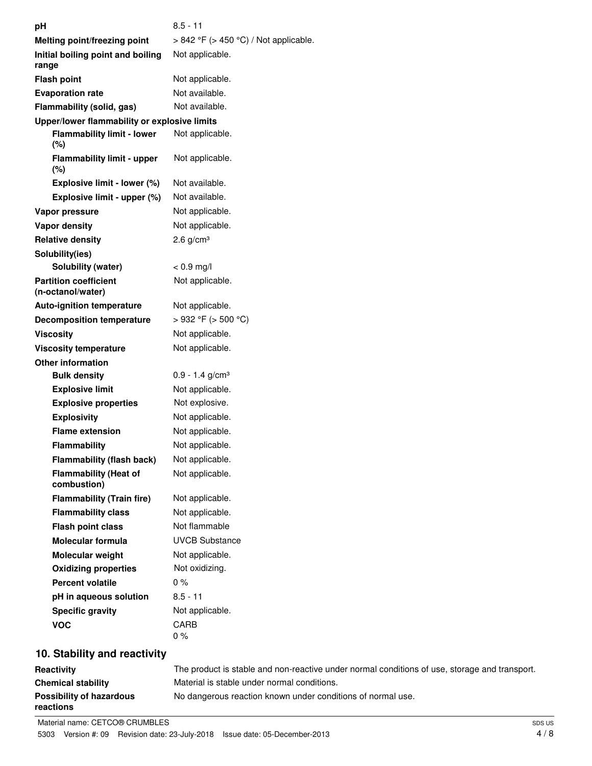| | |
|---|---|
| **pH** | 8.5 - 11 |
| **Melting point/freezing point** | > 842 °F (> 450 °C) / Not applicable. |
| **Initial boiling point and boiling range** | Not applicable. |
| **Flash point** | Not applicable. |
| **Evaporation rate** | Not available. |
| **Flammability (solid, gas)** | Not available. |
| **Upper/lower flammability or explosive limits** | |
| **Flammability limit - lower (%)** | Not applicable. |
| **Flammability limit - upper (%)** | Not applicable. |
| **Explosive limit - lower (%)** | Not available. |
| **Explosive limit - upper (%)** | Not available. |
| **Vapor pressure** | Not applicable. |
| **Vapor density** | Not applicable. |
| **Relative density** | 2.6 g/cm³ |
| **Solubility(ies)** | |
| **Solubility (water)** | < 0.9 mg/l |
| **Partition coefficient (n-octanol/water)** | Not applicable. |
| **Auto-ignition temperature** | Not applicable. |
| **Decomposition temperature** | > 932 °F (> 500 °C) |
| **Viscosity** | Not applicable. |
| **Viscosity temperature** | Not applicable. |
| **Other information** | |
| **Bulk density** | 0.9 - 1.4 g/cm³ |
| **Explosive limit** | Not applicable. |
| **Explosive properties** | Not explosive. |
| **Explosivity** | Not applicable. |
| **Flame extension** | Not applicable. |
| **Flammability** | Not applicable. |
| **Flammability (flash back)** | Not applicable. |
| **Flammability (Heat of combustion)** | Not applicable. |
| **Flammability (Train fire)** | Not applicable. |
| **Flammability class** | Not applicable. |
| **Flash point class** | Not flammable |
| **Molecular formula** | UVCB Substance |
| **Molecular weight** | Not applicable. |
| **Oxidizing properties** | Not oxidizing. |
| **Percent volatile** | 0 % |
| **pH in aqueous solution** | 8.5 - 11 |
| **Specific gravity** | Not applicable. |
| **VOC** | CARB 0 % |

## 10. Stability and reactivity

| | |
|---|---|
| **Reactivity** | The product is stable and non-reactive under normal conditions of use, storage and transport. |
| **Chemical stability** | Material is stable under normal conditions. |
| **Possibility of hazardous reactions** | No dangerous reaction known under conditions of normal use. |

Material name: CETCO® CRUMBLES

5303 Version #: 09 Revision date: 23-July-2018 Issue date: 05-December-2013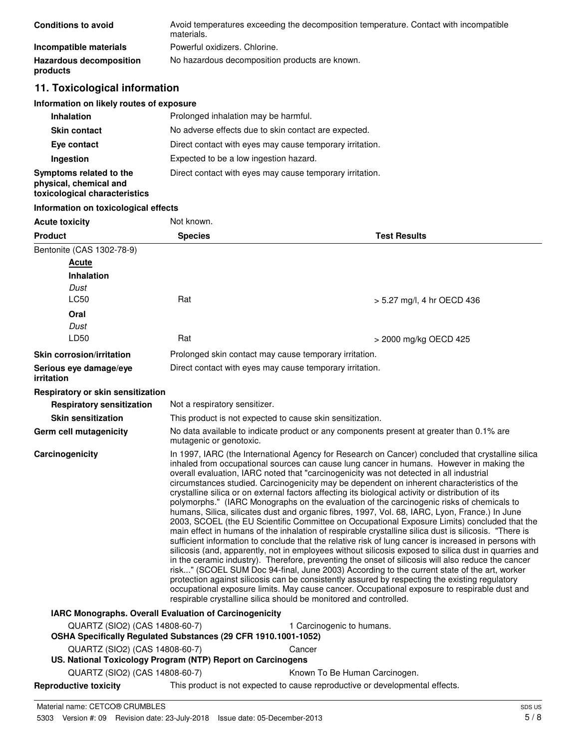**Conditions to avoid** Avoid temperatures exceeding the decomposition temperature. Contact with incompatible materials.

**Incompatible materials** Powerful oxidizers. Chlorine.

**Hazardous decomposition products** No hazardous decomposition products are known.

## 11. Toxicological information

### Information on likely routes of exposure

**Inhalation** Prolonged inhalation may be harmful.

**Skin contact** No adverse effects due to skin contact are expected.

**Eye contact** Direct contact with eyes may cause temporary irritation.

**Ingestion** Expected to be a low ingestion hazard.

**Symptoms related to the physical, chemical and toxicological characteristics** Direct contact with eyes may cause temporary irritation.

### Information on toxicological effects

**Acute toxicity** Not known.

| Product | Species | Test Results |
|---|---|---|
| Bentonite (CAS 1302-78-9) | | |
| **Acute** | | |
| **Inhalation** | | |
| *Dust* | | |
| LC50 | Rat | > 5.27 mg/l, 4 hr OECD 436 |
| **Oral** | | |
| *Dust* | | |
| LD50 | Rat | > 2000 mg/kg OECD 425 |

**Skin corrosion/irritation** Prolonged skin contact may cause temporary irritation.

**Serious eye damage/eye irritation** Direct contact with eyes may cause temporary irritation.

**Respiratory or skin sensitization**

**Respiratory sensitization** Not a respiratory sensitizer.

**Skin sensitization** This product is not expected to cause skin sensitization.

**Germ cell mutagenicity** No data available to indicate product or any components present at greater than 0.1% are mutagenic or genotoxic.

**Carcinogenicity** In 1997, IARC (the International Agency for Research on Cancer) concluded that crystalline silica inhaled from occupational sources can cause lung cancer in humans. However in making the overall evaluation, IARC noted that "carcinogenicity was not detected in all industrial circumstances studied. Carcinogenicity may be dependent on inherent characteristics of the crystalline silica or on external factors affecting its biological activity or distribution of its polymorphs." (IARC Monographs on the evaluation of the carcinogenic risks of chemicals to humans, Silica, silicates dust and organic fibres, 1997, Vol. 68, IARC, Lyon, France.) In June 2003, SCOEL (the EU Scientific Committee on Occupational Exposure Limits) concluded that the main effect in humans of the inhalation of respirable crystalline silica dust is silicosis. "There is sufficient information to conclude that the relative risk of lung cancer is increased in persons with silicosis (and, apparently, not in employees without silicosis exposed to silica dust in quarries and in the ceramic industry). Therefore, preventing the onset of silicosis will also reduce the cancer risk..." (SCOEL SUM Doc 94-final, June 2003) According to the current state of the art, worker protection against silicosis can be consistently assured by respecting the existing regulatory occupational exposure limits. May cause cancer. Occupational exposure to respirable dust and respirable crystalline silica should be monitored and controlled.

**IARC Monographs. Overall Evaluation of Carcinogenicity**

QUARTZ (SIO2) (CAS 14808-60-7) 1 Carcinogenic to humans.

**OSHA Specifically Regulated Substances (29 CFR 1910.1001-1052)**

QUARTZ (SIO2) (CAS 14808-60-7) Cancer

**US. National Toxicology Program (NTP) Report on Carcinogens**

QUARTZ (SIO2) (CAS 14808-60-7) Known To Be Human Carcinogen.

**Reproductive toxicity** This product is not expected to cause reproductive or developmental effects.

Material name: CETCO® CRUMBLES

5303 Version #: 09 Revision date: 23-July-2018 Issue date: 05-December-2013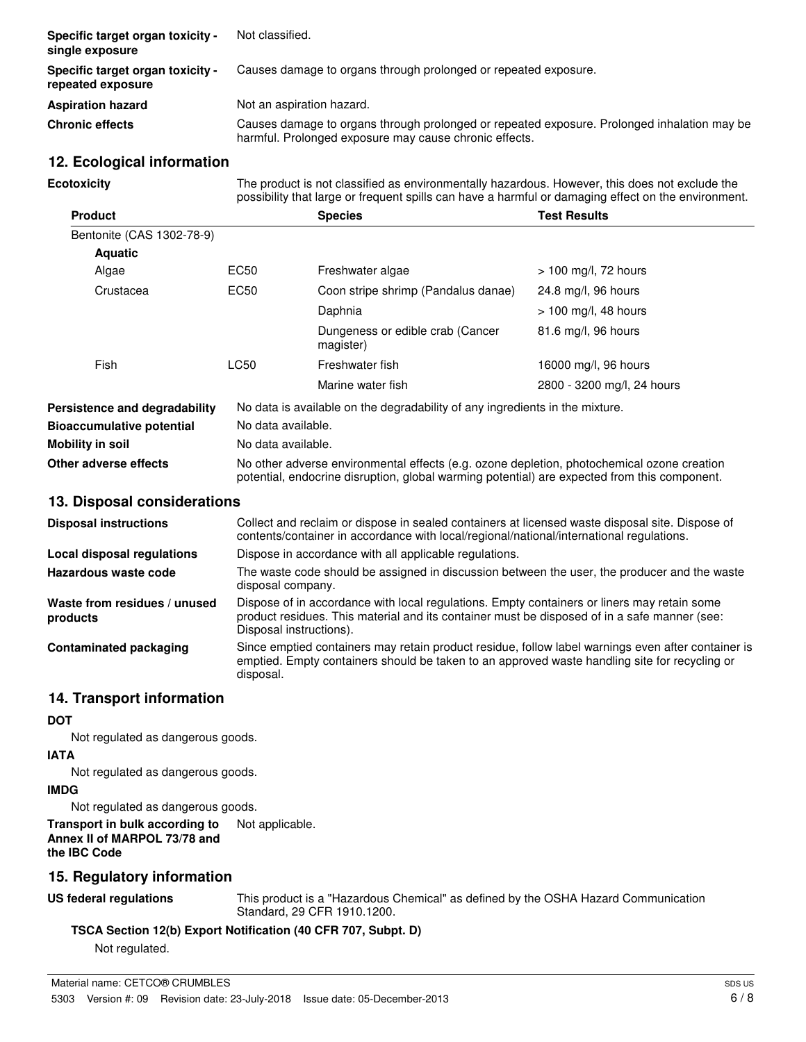**Specific target organ toxicity - single exposure** Not classified.

**Specific target organ toxicity - repeated exposure** Causes damage to organs through prolonged or repeated exposure.

**Aspiration hazard** Not an aspiration hazard.

**Chronic effects** Causes damage to organs through prolonged or repeated exposure. Prolonged inhalation may be harmful. Prolonged exposure may cause chronic effects.

## 12. Ecological information

**Ecotoxicity** The product is not classified as environmentally hazardous. However, this does not exclude the possibility that large or frequent spills can have a harmful or damaging effect on the environment.

| Product | | Species | Test Results |
|---|---|---|---|
| Bentonite (CAS 1302-78-9) | | | |
| **Aquatic** | | | |
| Algae | EC50 | Freshwater algae | > 100 mg/l, 72 hours |
| Crustacea | EC50 | Coon stripe shrimp (Pandalus danae) | 24.8 mg/l, 96 hours |
| | | Daphnia | > 100 mg/l, 48 hours |
| | | Dungeness or edible crab (Cancer magister) | 81.6 mg/l, 96 hours |
| Fish | LC50 | Freshwater fish | 16000 mg/l, 96 hours |
| | | Marine water fish | 2800 - 3200 mg/l, 24 hours |

**Persistence and degradability** No data is available on the degradability of any ingredients in the mixture.

**Bioaccumulative potential** No data available.

**Mobility in soil** No data available.

**Other adverse effects** No other adverse environmental effects (e.g. ozone depletion, photochemical ozone creation potential, endocrine disruption, global warming potential) are expected from this component.

## 13. Disposal considerations

**Disposal instructions** Collect and reclaim or dispose in sealed containers at licensed waste disposal site. Dispose of contents/container in accordance with local/regional/national/international regulations.

**Local disposal regulations** Dispose in accordance with all applicable regulations.

**Hazardous waste code** The waste code should be assigned in discussion between the user, the producer and the waste disposal company.

**Waste from residues / unused products** Dispose of in accordance with local regulations. Empty containers or liners may retain some product residues. This material and its container must be disposed of in a safe manner (see: Disposal instructions).

**Contaminated packaging** Since emptied containers may retain product residue, follow label warnings even after container is emptied. Empty containers should be taken to an approved waste handling site for recycling or disposal.

## 14. Transport information

**DOT**

Not regulated as dangerous goods.

**IATA**

Not regulated as dangerous goods.

**IMDG**

Not regulated as dangerous goods.

**Transport in bulk according to Annex II of MARPOL 73/78 and the IBC Code** Not applicable.

## 15. Regulatory information

**US federal regulations** This product is a "Hazardous Chemical" as defined by the OSHA Hazard Communication Standard, 29 CFR 1910.1200.

**TSCA Section 12(b) Export Notification (40 CFR 707, Subpt. D)**

Not regulated.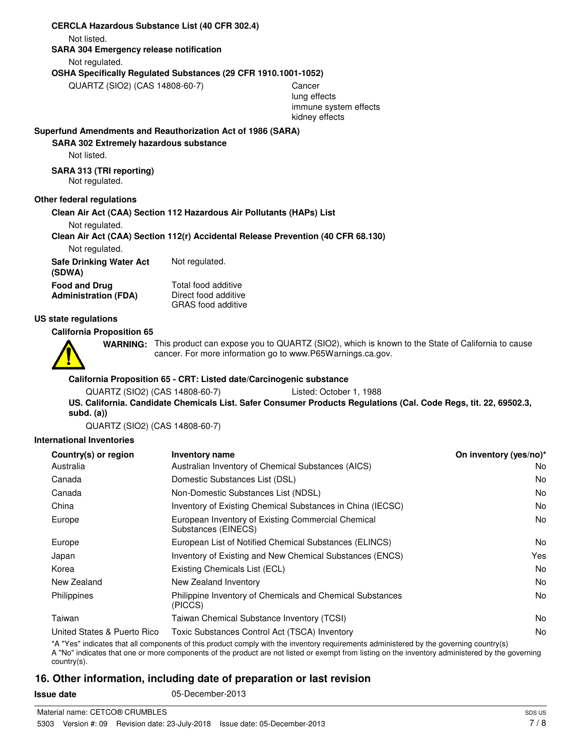**CERCLA Hazardous Substance List (40 CFR 302.4)**

Not listed.

**SARA 304 Emergency release notification**

Not regulated.

**OSHA Specifically Regulated Substances (29 CFR 1910.1001-1052)**

| | |
|---|---|
| QUARTZ (SIO2) (CAS 14808-60-7) | Cancer<br>lung effects<br>immune system effects<br>kidney effects |

**Superfund Amendments and Reauthorization Act of 1986 (SARA)**

**SARA 302 Extremely hazardous substance**

Not listed.

**SARA 313 (TRI reporting)**

Not regulated.

**Other federal regulations**

**Clean Air Act (CAA) Section 112 Hazardous Air Pollutants (HAPs) List**

Not regulated.

**Clean Air Act (CAA) Section 112(r) Accidental Release Prevention (40 CFR 68.130)**

Not regulated.

**Safe Drinking Water Act (SDWA)** Not regulated.

**Food and Drug Administration (FDA)** Total food additive
Direct food additive
GRAS food additive

**US state regulations**

**California Proposition 65**

**WARNING:** This product can expose you to QUARTZ (SIO2), which is known to the State of California to cause cancer. For more information go to www.P65Warnings.ca.gov.

**California Proposition 65 - CRT: Listed date/Carcinogenic substance**

QUARTZ (SIO2) (CAS 14808-60-7) Listed: October 1, 1988

**US. California. Candidate Chemicals List. Safer Consumer Products Regulations (Cal. Code Regs, tit. 22, 69502.3, subd. (a))**

QUARTZ (SIO2) (CAS 14808-60-7)

**International Inventories**

| Country(s) or region | Inventory name | On inventory (yes/no)* |
|---|---|---|
| Australia | Australian Inventory of Chemical Substances (AICS) | No |
| Canada | Domestic Substances List (DSL) | No |
| Canada | Non-Domestic Substances List (NDSL) | No |
| China | Inventory of Existing Chemical Substances in China (IECSC) | No |
| Europe | European Inventory of Existing Commercial Chemical Substances (EINECS) | No |
| Europe | European List of Notified Chemical Substances (ELINCS) | No |
| Japan | Inventory of Existing and New Chemical Substances (ENCS) | Yes |
| Korea | Existing Chemicals List (ECL) | No |
| New Zealand | New Zealand Inventory | No |
| Philippines | Philippine Inventory of Chemicals and Chemical Substances (PICCS) | No |
| Taiwan | Taiwan Chemical Substance Inventory (TCSI) | No |
| United States & Puerto Rico | Toxic Substances Control Act (TSCA) Inventory | No |

*A "Yes" indicates that all components of this product comply with the inventory requirements administered by the governing country(s)
A "No" indicates that one or more components of the product are not listed or exempt from listing on the inventory administered by the governing country(s).

## 16. Other information, including date of preparation or last revision

**Issue date** 05-December-2013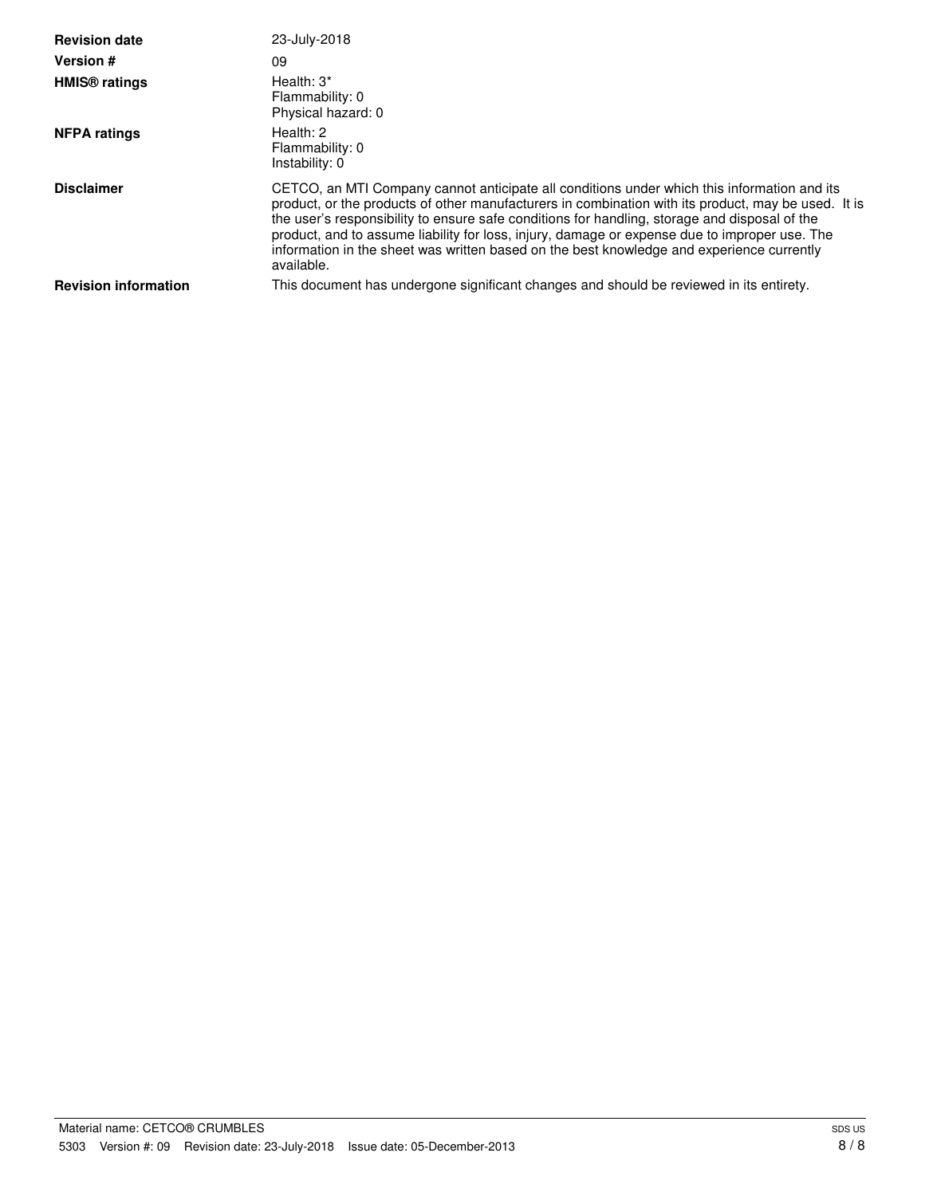| | |
|---|---|
| **Revision date** | 23-July-2018 |
| **Version #** | 09 |
| **HMIS® ratings** | Health: 3*<br>Flammability: 0<br>Physical hazard: 0 |
| **NFPA ratings** | Health: 2<br>Flammability: 0<br>Instability: 0 |
| **Disclaimer** | CETCO, an MTI Company cannot anticipate all conditions under which this information and its product, or the products of other manufacturers in combination with its product, may be used. It is the user's responsibility to ensure safe conditions for handling, storage and disposal of the product, and to assume liability for loss, injury, damage or expense due to improper use. The information in the sheet was written based on the best knowledge and experience currently available. |
| **Revision information** | This document has undergone significant changes and should be reviewed in its entirety. |